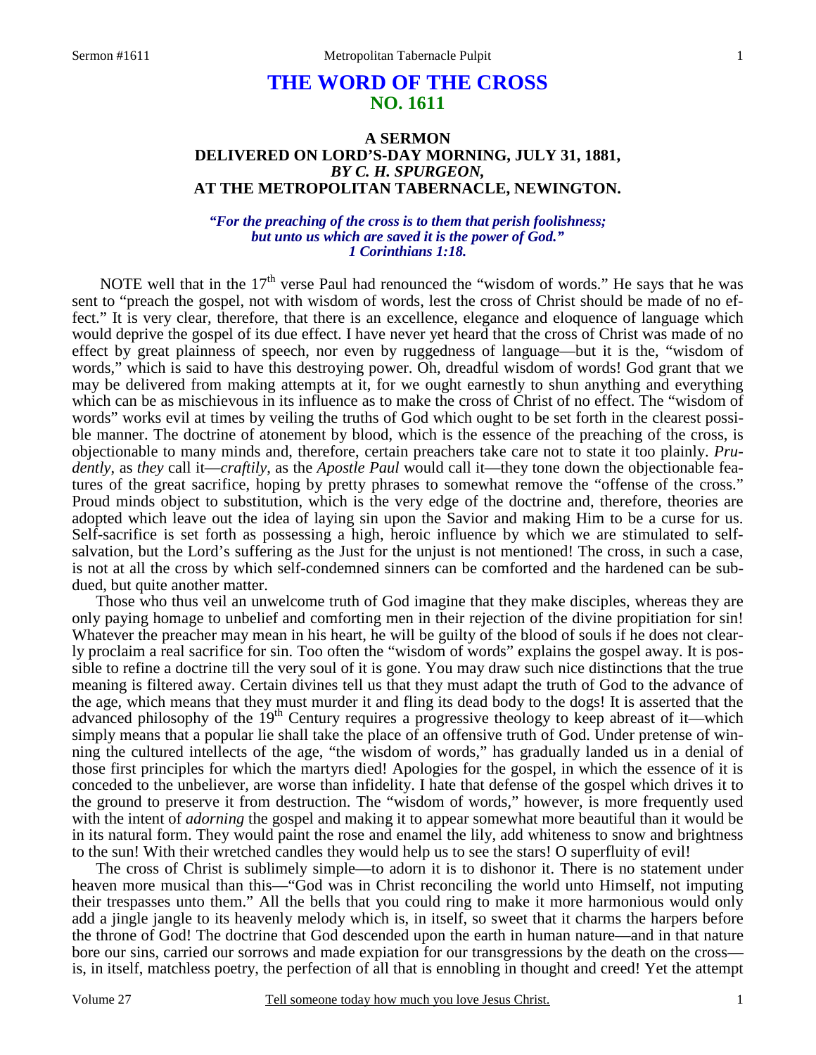# THE WORD OF THE CROSS
## NO. 1611

### A SERMON
### DELIVERED ON LORD'S-DAY MORNING, JULY 31, 1881,
### *BY C. H. SPURGEON,*
### AT THE METROPOLITAN TABERNACLE, NEWINGTON.

***"For the preaching of the cross is to them that perish foolishness; but unto us which are saved it is the power of God." 1 Corinthians 1:18.***

NOTE well that in the 17th verse Paul had renounced the "wisdom of words." He says that he was sent to "preach the gospel, not with wisdom of words, lest the cross of Christ should be made of no effect." It is very clear, therefore, that there is an excellence, elegance and eloquence of language which would deprive the gospel of its due effect. I have never yet heard that the cross of Christ was made of no effect by great plainness of speech, nor even by ruggedness of language—but it is the, "wisdom of words," which is said to have this destroying power. Oh, dreadful wisdom of words! God grant that we may be delivered from making attempts at it, for we ought earnestly to shun anything and everything which can be as mischievous in its influence as to make the cross of Christ of no effect. The "wisdom of words" works evil at times by veiling the truths of God which ought to be set forth in the clearest possible manner. The doctrine of atonement by blood, which is the essence of the preaching of the cross, is objectionable to many minds and, therefore, certain preachers take care not to state it too plainly. *Prudently*, as *they* call it—*craftily*, as the *Apostle Paul* would call it—they tone down the objectionable features of the great sacrifice, hoping by pretty phrases to somewhat remove the "offense of the cross." Proud minds object to substitution, which is the very edge of the doctrine and, therefore, theories are adopted which leave out the idea of laying sin upon the Savior and making Him to be a curse for us. Self-sacrifice is set forth as possessing a high, heroic influence by which we are stimulated to self-salvation, but the Lord's suffering as the Just for the unjust is not mentioned! The cross, in such a case, is not at all the cross by which self-condemned sinners can be comforted and the hardened can be subdued, but quite another matter.

Those who thus veil an unwelcome truth of God imagine that they make disciples, whereas they are only paying homage to unbelief and comforting men in their rejection of the divine propitiation for sin! Whatever the preacher may mean in his heart, he will be guilty of the blood of souls if he does not clearly proclaim a real sacrifice for sin. Too often the "wisdom of words" explains the gospel away. It is possible to refine a doctrine till the very soul of it is gone. You may draw such nice distinctions that the true meaning is filtered away. Certain divines tell us that they must adapt the truth of God to the advance of the age, which means that they must murder it and fling its dead body to the dogs! It is asserted that the advanced philosophy of the 19th Century requires a progressive theology to keep abreast of it—which simply means that a popular lie shall take the place of an offensive truth of God. Under pretense of winning the cultured intellects of the age, "the wisdom of words," has gradually landed us in a denial of those first principles for which the martyrs died! Apologies for the gospel, in which the essence of it is conceded to the unbeliever, are worse than infidelity. I hate that defense of the gospel which drives it to the ground to preserve it from destruction. The "wisdom of words," however, is more frequently used with the intent of *adorning* the gospel and making it to appear somewhat more beautiful than it would be in its natural form. They would paint the rose and enamel the lily, add whiteness to snow and brightness to the sun! With their wretched candles they would help us to see the stars! O superfluity of evil!

The cross of Christ is sublimely simple—to adorn it is to dishonor it. There is no statement under heaven more musical than this—"God was in Christ reconciling the world unto Himself, not imputing their trespasses unto them." All the bells that you could ring to make it more harmonious would only add a jingle jangle to its heavenly melody which is, in itself, so sweet that it charms the harpers before the throne of God! The doctrine that God descended upon the earth in human nature—and in that nature bore our sins, carried our sorrows and made expiation for our transgressions by the death on the cross—is, in itself, matchless poetry, the perfection of all that is ennobling in thought and creed! Yet the attempt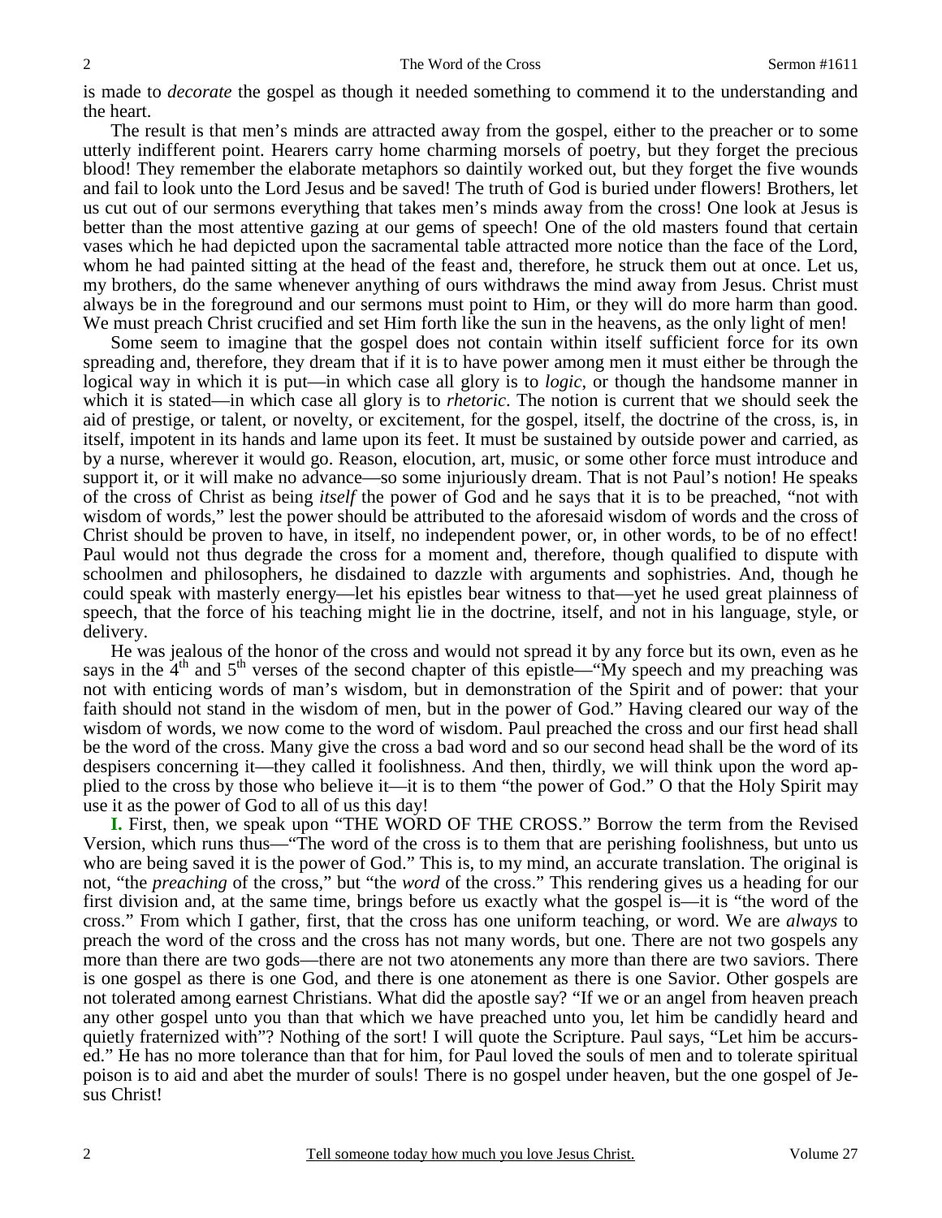is made to *decorate* the gospel as though it needed something to commend it to the understanding and the heart.

The result is that men's minds are attracted away from the gospel, either to the preacher or to some utterly indifferent point. Hearers carry home charming morsels of poetry, but they forget the precious blood! They remember the elaborate metaphors so daintily worked out, but they forget the five wounds and fail to look unto the Lord Jesus and be saved! The truth of God is buried under flowers! Brothers, let us cut out of our sermons everything that takes men's minds away from the cross! One look at Jesus is better than the most attentive gazing at our gems of speech! One of the old masters found that certain vases which he had depicted upon the sacramental table attracted more notice than the face of the Lord, whom he had painted sitting at the head of the feast and, therefore, he struck them out at once. Let us, my brothers, do the same whenever anything of ours withdraws the mind away from Jesus. Christ must always be in the foreground and our sermons must point to Him, or they will do more harm than good. We must preach Christ crucified and set Him forth like the sun in the heavens, as the only light of men!

Some seem to imagine that the gospel does not contain within itself sufficient force for its own spreading and, therefore, they dream that if it is to have power among men it must either be through the logical way in which it is put—in which case all glory is to *logic*, or though the handsome manner in which it is stated—in which case all glory is to *rhetoric*. The notion is current that we should seek the aid of prestige, or talent, or novelty, or excitement, for the gospel, itself, the doctrine of the cross, is, in itself, impotent in its hands and lame upon its feet. It must be sustained by outside power and carried, as by a nurse, wherever it would go. Reason, elocution, art, music, or some other force must introduce and support it, or it will make no advance—so some injuriously dream. That is not Paul's notion! He speaks of the cross of Christ as being *itself* the power of God and he says that it is to be preached, "not with wisdom of words," lest the power should be attributed to the aforesaid wisdom of words and the cross of Christ should be proven to have, in itself, no independent power, or, in other words, to be of no effect! Paul would not thus degrade the cross for a moment and, therefore, though qualified to dispute with schoolmen and philosophers, he disdained to dazzle with arguments and sophistries. And, though he could speak with masterly energy—let his epistles bear witness to that—yet he used great plainness of speech, that the force of his teaching might lie in the doctrine, itself, and not in his language, style, or delivery.

He was jealous of the honor of the cross and would not spread it by any force but its own, even as he says in the 4th and 5th verses of the second chapter of this epistle—"My speech and my preaching was not with enticing words of man's wisdom, but in demonstration of the Spirit and of power: that your faith should not stand in the wisdom of men, but in the power of God." Having cleared our way of the wisdom of words, we now come to the word of wisdom. Paul preached the cross and our first head shall be the word of the cross. Many give the cross a bad word and so our second head shall be the word of its despisers concerning it—they called it foolishness. And then, thirdly, we will think upon the word applied to the cross by those who believe it—it is to them "the power of God." O that the Holy Spirit may use it as the power of God to all of us this day!

**I.** First, then, we speak upon "THE WORD OF THE CROSS." Borrow the term from the Revised Version, which runs thus—"The word of the cross is to them that are perishing foolishness, but unto us who are being saved it is the power of God." This is, to my mind, an accurate translation. The original is not, "the *preaching* of the cross," but "the *word* of the cross." This rendering gives us a heading for our first division and, at the same time, brings before us exactly what the gospel is—it is "the word of the cross." From which I gather, first, that the cross has one uniform teaching, or word. We are *always* to preach the word of the cross and the cross has not many words, but one. There are not two gospels any more than there are two gods—there are not two atonements any more than there are two saviors. There is one gospel as there is one God, and there is one atonement as there is one Savior. Other gospels are not tolerated among earnest Christians. What did the apostle say? "If we or an angel from heaven preach any other gospel unto you than that which we have preached unto you, let him be candidly heard and quietly fraternized with"? Nothing of the sort! I will quote the Scripture. Paul says, "Let him be accursed." He has no more tolerance than that for him, for Paul loved the souls of men and to tolerate spiritual poison is to aid and abet the murder of souls! There is no gospel under heaven, but the one gospel of Jesus Christ!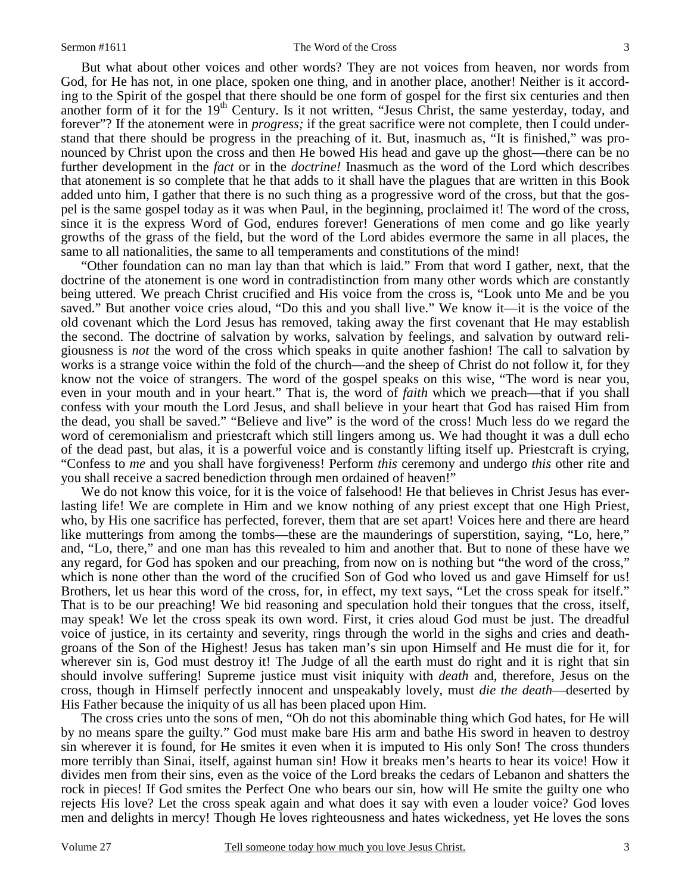But what about other voices and other words? They are not voices from heaven, nor words from God, for He has not, in one place, spoken one thing, and in another place, another! Neither is it according to the Spirit of the gospel that there should be one form of gospel for the first six centuries and then another form of it for the 19th Century. Is it not written, "Jesus Christ, the same yesterday, today, and forever"? If the atonement were in *progress;* if the great sacrifice were not complete, then I could understand that there should be progress in the preaching of it. But, inasmuch as, "It is finished," was pronounced by Christ upon the cross and then He bowed His head and gave up the ghost—there can be no further development in the *fact* or in the *doctrine!* Inasmuch as the word of the Lord which describes that atonement is so complete that he that adds to it shall have the plagues that are written in this Book added unto him, I gather that there is no such thing as a progressive word of the cross, but that the gospel is the same gospel today as it was when Paul, in the beginning, proclaimed it! The word of the cross, since it is the express Word of God, endures forever! Generations of men come and go like yearly growths of the grass of the field, but the word of the Lord abides evermore the same in all places, the same to all nationalities, the same to all temperaments and constitutions of the mind!

"Other foundation can no man lay than that which is laid." From that word I gather, next, that the doctrine of the atonement is one word in contradistinction from many other words which are constantly being uttered. We preach Christ crucified and His voice from the cross is, "Look unto Me and be you saved." But another voice cries aloud, "Do this and you shall live." We know it—it is the voice of the old covenant which the Lord Jesus has removed, taking away the first covenant that He may establish the second. The doctrine of salvation by works, salvation by feelings, and salvation by outward religiousness is *not* the word of the cross which speaks in quite another fashion! The call to salvation by works is a strange voice within the fold of the church—and the sheep of Christ do not follow it, for they know not the voice of strangers. The word of the gospel speaks on this wise, "The word is near you, even in your mouth and in your heart." That is, the word of *faith* which we preach—that if you shall confess with your mouth the Lord Jesus, and shall believe in your heart that God has raised Him from the dead, you shall be saved." "Believe and live" is the word of the cross! Much less do we regard the word of ceremonialism and priestcraft which still lingers among us. We had thought it was a dull echo of the dead past, but alas, it is a powerful voice and is constantly lifting itself up. Priestcraft is crying, "Confess to *me* and you shall have forgiveness! Perform *this* ceremony and undergo *this* other rite and you shall receive a sacred benediction through men ordained of heaven!"

We do not know this voice, for it is the voice of falsehood! He that believes in Christ Jesus has everlasting life! We are complete in Him and we know nothing of any priest except that one High Priest, who, by His one sacrifice has perfected, forever, them that are set apart! Voices here and there are heard like mutterings from among the tombs—these are the maunderings of superstition, saying, "Lo, here," and, "Lo, there," and one man has this revealed to him and another that. But to none of these have we any regard, for God has spoken and our preaching, from now on is nothing but "the word of the cross," which is none other than the word of the crucified Son of God who loved us and gave Himself for us! Brothers, let us hear this word of the cross, for, in effect, my text says, "Let the cross speak for itself." That is to be our preaching! We bid reasoning and speculation hold their tongues that the cross, itself, may speak! We let the cross speak its own word. First, it cries aloud God must be just. The dreadful voice of justice, in its certainty and severity, rings through the world in the sighs and cries and death-groans of the Son of the Highest! Jesus has taken man's sin upon Himself and He must die for it, for wherever sin is, God must destroy it! The Judge of all the earth must do right and it is right that sin should involve suffering! Supreme justice must visit iniquity with *death* and, therefore, Jesus on the cross, though in Himself perfectly innocent and unspeakably lovely, must *die the death*—deserted by His Father because the iniquity of us all has been placed upon Him.

The cross cries unto the sons of men, "Oh do not this abominable thing which God hates, for He will by no means spare the guilty." God must make bare His arm and bathe His sword in heaven to destroy sin wherever it is found, for He smites it even when it is imputed to His only Son! The cross thunders more terribly than Sinai, itself, against human sin! How it breaks men's hearts to hear its voice! How it divides men from their sins, even as the voice of the Lord breaks the cedars of Lebanon and shatters the rock in pieces! If God smites the Perfect One who bears our sin, how will He smite the guilty one who rejects His love? Let the cross speak again and what does it say with even a louder voice? God loves men and delights in mercy! Though He loves righteousness and hates wickedness, yet He loves the sons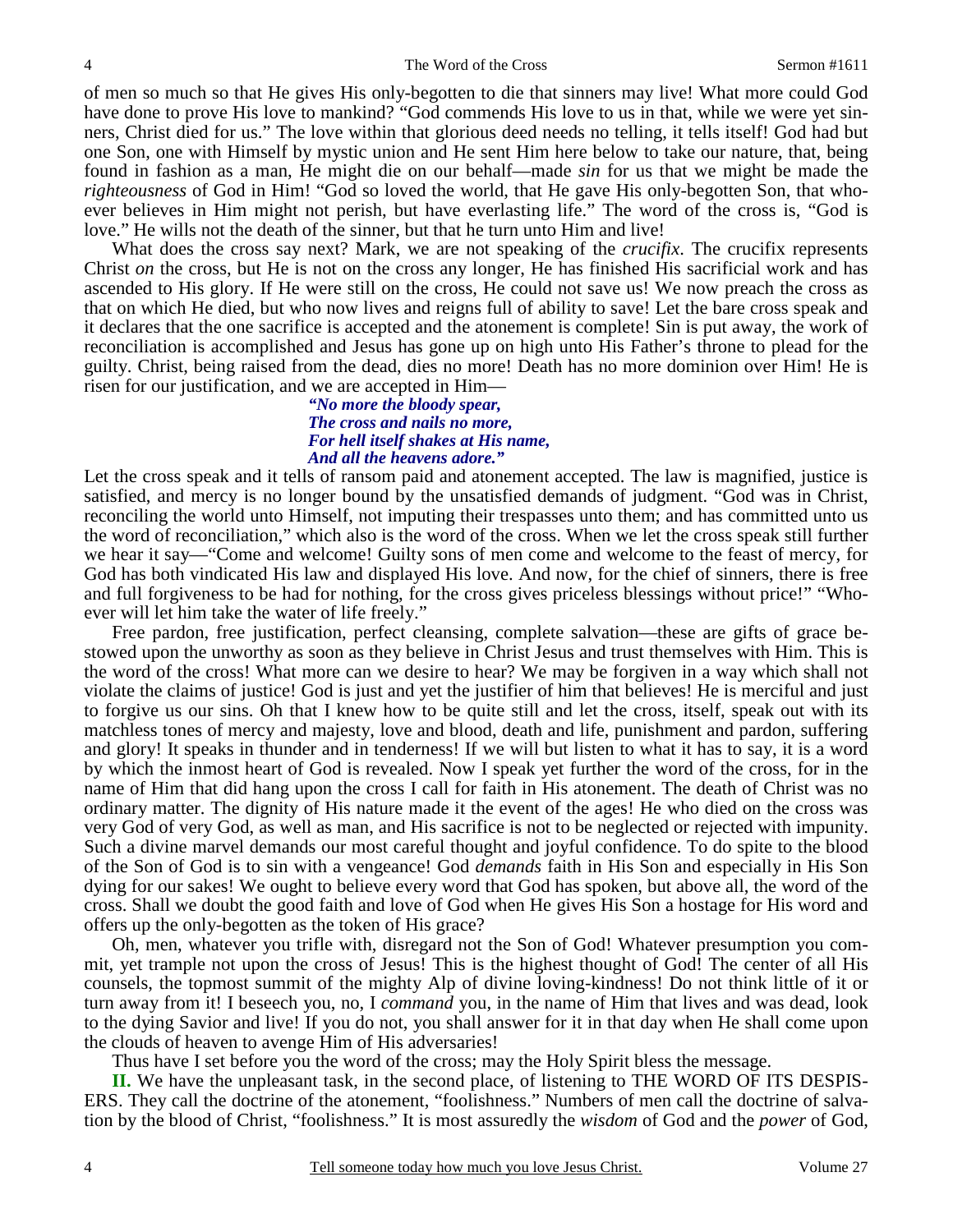of men so much so that He gives His only-begotten to die that sinners may live! What more could God have done to prove His love to mankind? "God commends His love to us in that, while we were yet sinners, Christ died for us." The love within that glorious deed needs no telling, it tells itself! God had but one Son, one with Himself by mystic union and He sent Him here below to take our nature, that, being found in fashion as a man, He might die on our behalf—made *sin* for us that we might be made the *righteousness* of God in Him! "God so loved the world, that He gave His only-begotten Son, that whoever believes in Him might not perish, but have everlasting life." The word of the cross is, "God is love." He wills not the death of the sinner, but that he turn unto Him and live!

What does the cross say next? Mark, we are not speaking of the *crucifix*. The crucifix represents Christ *on* the cross, but He is not on the cross any longer, He has finished His sacrificial work and has ascended to His glory. If He were still on the cross, He could not save us! We now preach the cross as that on which He died, but who now lives and reigns full of ability to save! Let the bare cross speak and it declares that the one sacrifice is accepted and the atonement is complete! Sin is put away, the work of reconciliation is accomplished and Jesus has gone up on high unto His Father's throne to plead for the guilty. Christ, being raised from the dead, dies no more! Death has no more dominion over Him! He is risen for our justification, and we are accepted in Him—

> ***"No more the bloody spear,***
> ***The cross and nails no more,***
> ***For hell itself shakes at His name,***
> ***And all the heavens adore."***

Let the cross speak and it tells of ransom paid and atonement accepted. The law is magnified, justice is satisfied, and mercy is no longer bound by the unsatisfied demands of judgment. "God was in Christ, reconciling the world unto Himself, not imputing their trespasses unto them; and has committed unto us the word of reconciliation," which also is the word of the cross. When we let the cross speak still further we hear it say—"Come and welcome! Guilty sons of men come and welcome to the feast of mercy, for God has both vindicated His law and displayed His love. And now, for the chief of sinners, there is free and full forgiveness to be had for nothing, for the cross gives priceless blessings without price!" "Whoever will let him take the water of life freely."

Free pardon, free justification, perfect cleansing, complete salvation—these are gifts of grace bestowed upon the unworthy as soon as they believe in Christ Jesus and trust themselves with Him. This is the word of the cross! What more can we desire to hear? We may be forgiven in a way which shall not violate the claims of justice! God is just and yet the justifier of him that believes! He is merciful and just to forgive us our sins. Oh that I knew how to be quite still and let the cross, itself, speak out with its matchless tones of mercy and majesty, love and blood, death and life, punishment and pardon, suffering and glory! It speaks in thunder and in tenderness! If we will but listen to what it has to say, it is a word by which the inmost heart of God is revealed. Now I speak yet further the word of the cross, for in the name of Him that did hang upon the cross I call for faith in His atonement. The death of Christ was no ordinary matter. The dignity of His nature made it the event of the ages! He who died on the cross was very God of very God, as well as man, and His sacrifice is not to be neglected or rejected with impunity. Such a divine marvel demands our most careful thought and joyful confidence. To do spite to the blood of the Son of God is to sin with a vengeance! God *demands* faith in His Son and especially in His Son dying for our sakes! We ought to believe every word that God has spoken, but above all, the word of the cross. Shall we doubt the good faith and love of God when He gives His Son a hostage for His word and offers up the only-begotten as the token of His grace?

Oh, men, whatever you trifle with, disregard not the Son of God! Whatever presumption you commit, yet trample not upon the cross of Jesus! This is the highest thought of God! The center of all His counsels, the topmost summit of the mighty Alp of divine loving-kindness! Do not think little of it or turn away from it! I beseech you, no, I *command* you, in the name of Him that lives and was dead, look to the dying Savior and live! If you do not, you shall answer for it in that day when He shall come upon the clouds of heaven to avenge Him of His adversaries!

Thus have I set before you the word of the cross; may the Holy Spirit bless the message.

**II.** We have the unpleasant task, in the second place, of listening to THE WORD OF ITS DESPISERS. They call the doctrine of the atonement, "foolishness." Numbers of men call the doctrine of salvation by the blood of Christ, "foolishness." It is most assuredly the *wisdom* of God and the *power* of God,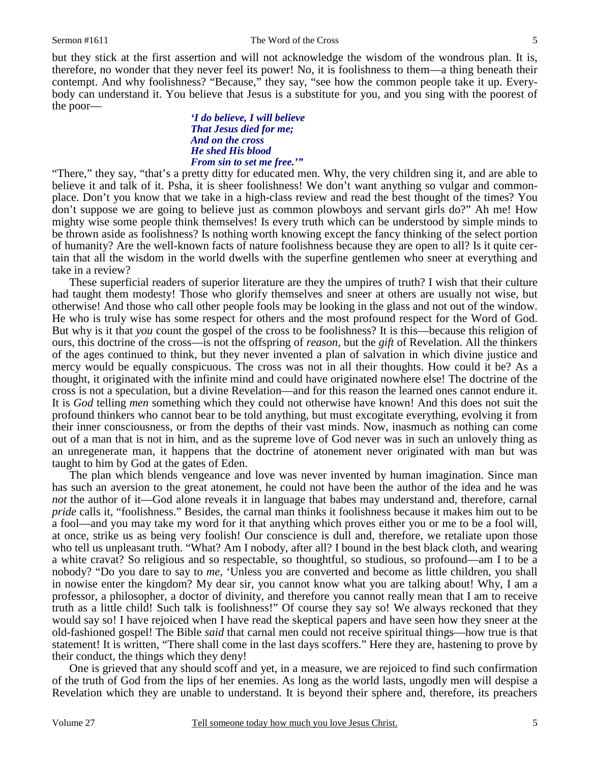but they stick at the first assertion and will not acknowledge the wisdom of the wondrous plan. It is, therefore, no wonder that they never feel its power! No, it is foolishness to them—a thing beneath their contempt. And why foolishness? "Because," they say, "see how the common people take it up. Everybody can understand it. You believe that Jesus is a substitute for you, and you sing with the poorest of the poor—

> *'I do believe, I will believe*
> *That Jesus died for me;*
> *And on the cross*
> *He shed His blood*
> *From sin to set me free.'"*

"There," they say, "that's a pretty ditty for educated men. Why, the very children sing it, and are able to believe it and talk of it. Psha, it is sheer foolishness! We don't want anything so vulgar and commonplace. Don't you know that we take in a high-class review and read the best thought of the times? You don't suppose we are going to believe just as common plowboys and servant girls do?" Ah me! How mighty wise some people think themselves! Is every truth which can be understood by simple minds to be thrown aside as foolishness? Is nothing worth knowing except the fancy thinking of the select portion of humanity? Are the well-known facts of nature foolishness because they are open to all? Is it quite certain that all the wisdom in the world dwells with the superfine gentlemen who sneer at everything and take in a review?

These superficial readers of superior literature are they the umpires of truth? I wish that their culture had taught them modesty! Those who glorify themselves and sneer at others are usually not wise, but otherwise! And those who call other people fools may be looking in the glass and not out of the window. He who is truly wise has some respect for others and the most profound respect for the Word of God. But why is it that *you* count the gospel of the cross to be foolishness? It is this—because this religion of ours, this doctrine of the cross—is not the offspring of *reason,* but the *gift* of Revelation. All the thinkers of the ages continued to think, but they never invented a plan of salvation in which divine justice and mercy would be equally conspicuous. The cross was not in all their thoughts. How could it be? As a thought, it originated with the infinite mind and could have originated nowhere else! The doctrine of the cross is not a speculation, but a divine Revelation—and for this reason the learned ones cannot endure it. It is *God* telling *men* something which they could not otherwise have known! And this does not suit the profound thinkers who cannot bear to be told anything, but must excogitate everything, evolving it from their inner consciousness, or from the depths of their vast minds. Now, inasmuch as nothing can come out of a man that is not in him, and as the supreme love of God never was in such an unlovely thing as an unregenerate man, it happens that the doctrine of atonement never originated with man but was taught to him by God at the gates of Eden.

The plan which blends vengeance and love was never invented by human imagination. Since man has such an aversion to the great atonement, he could not have been the author of the idea and he was *not* the author of it—God alone reveals it in language that babes may understand and, therefore, carnal *pride* calls it, "foolishness." Besides, the carnal man thinks it foolishness because it makes him out to be a fool—and you may take my word for it that anything which proves either you or me to be a fool will, at once, strike us as being very foolish! Our conscience is dull and, therefore, we retaliate upon those who tell us unpleasant truth. "What? Am I nobody, after all? I bound in the best black cloth, and wearing a white cravat? So religious and so respectable, so thoughtful, so studious, so profound—am I to be a nobody? "Do you dare to say to *me,* 'Unless you are converted and become as little children, you shall in nowise enter the kingdom? My dear sir, you cannot know what you are talking about! Why, I am a professor, a philosopher, a doctor of divinity, and therefore you cannot really mean that I am to receive truth as a little child! Such talk is foolishness!" Of course they say so! We always reckoned that they would say so! I have rejoiced when I have read the skeptical papers and have seen how they sneer at the old-fashioned gospel! The Bible *said* that carnal men could not receive spiritual things—how true is that statement! It is written, "There shall come in the last days scoffers." Here they are, hastening to prove by their conduct, the things which they deny!

One is grieved that any should scoff and yet, in a measure, we are rejoiced to find such confirmation of the truth of God from the lips of her enemies. As long as the world lasts, ungodly men will despise a Revelation which they are unable to understand. It is beyond their sphere and, therefore, its preachers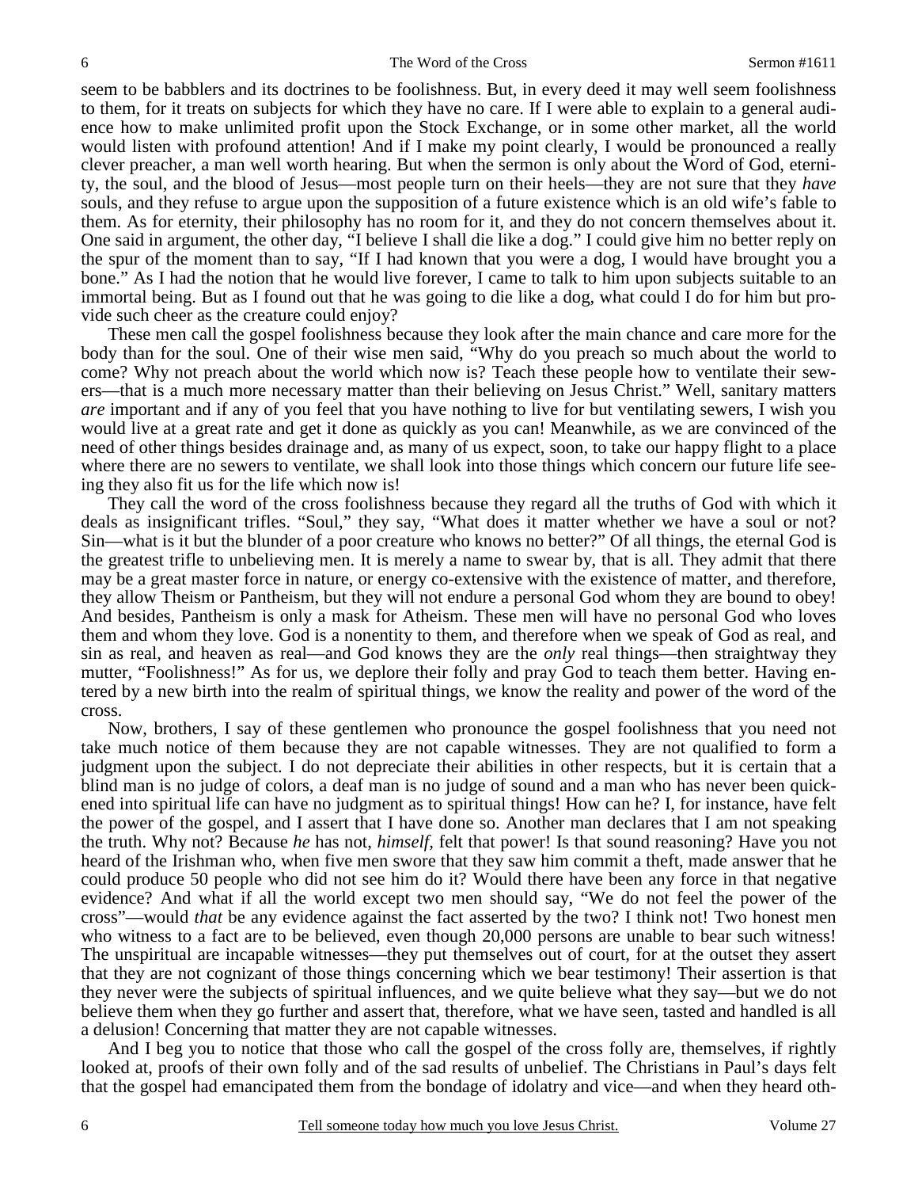seem to be babblers and its doctrines to be foolishness. But, in every deed it may well seem foolishness to them, for it treats on subjects for which they have no care. If I were able to explain to a general audience how to make unlimited profit upon the Stock Exchange, or in some other market, all the world would listen with profound attention! And if I make my point clearly, I would be pronounced a really clever preacher, a man well worth hearing. But when the sermon is only about the Word of God, eternity, the soul, and the blood of Jesus—most people turn on their heels—they are not sure that they *have* souls, and they refuse to argue upon the supposition of a future existence which is an old wife's fable to them. As for eternity, their philosophy has no room for it, and they do not concern themselves about it. One said in argument, the other day, "I believe I shall die like a dog." I could give him no better reply on the spur of the moment than to say, "If I had known that you were a dog, I would have brought you a bone." As I had the notion that he would live forever, I came to talk to him upon subjects suitable to an immortal being. But as I found out that he was going to die like a dog, what could I do for him but provide such cheer as the creature could enjoy?

These men call the gospel foolishness because they look after the main chance and care more for the body than for the soul. One of their wise men said, "Why do you preach so much about the world to come? Why not preach about the world which now is? Teach these people how to ventilate their sewers—that is a much more necessary matter than their believing on Jesus Christ." Well, sanitary matters *are* important and if any of you feel that you have nothing to live for but ventilating sewers, I wish you would live at a great rate and get it done as quickly as you can! Meanwhile, as we are convinced of the need of other things besides drainage and, as many of us expect, soon, to take our happy flight to a place where there are no sewers to ventilate, we shall look into those things which concern our future life seeing they also fit us for the life which now is!

They call the word of the cross foolishness because they regard all the truths of God with which it deals as insignificant trifles. "Soul," they say, "What does it matter whether we have a soul or not? Sin—what is it but the blunder of a poor creature who knows no better?" Of all things, the eternal God is the greatest trifle to unbelieving men. It is merely a name to swear by, that is all. They admit that there may be a great master force in nature, or energy co-extensive with the existence of matter, and therefore, they allow Theism or Pantheism, but they will not endure a personal God whom they are bound to obey! And besides, Pantheism is only a mask for Atheism. These men will have no personal God who loves them and whom they love. God is a nonentity to them, and therefore when we speak of God as real, and sin as real, and heaven as real—and God knows they are the *only* real things—then straightway they mutter, "Foolishness!" As for us, we deplore their folly and pray God to teach them better. Having entered by a new birth into the realm of spiritual things, we know the reality and power of the word of the cross.

Now, brothers, I say of these gentlemen who pronounce the gospel foolishness that you need not take much notice of them because they are not capable witnesses. They are not qualified to form a judgment upon the subject. I do not depreciate their abilities in other respects, but it is certain that a blind man is no judge of colors, a deaf man is no judge of sound and a man who has never been quickened into spiritual life can have no judgment as to spiritual things! How can he? I, for instance, have felt the power of the gospel, and I assert that I have done so. Another man declares that I am not speaking the truth. Why not? Because *he* has not, *himself,* felt that power! Is that sound reasoning? Have you not heard of the Irishman who, when five men swore that they saw him commit a theft, made answer that he could produce 50 people who did not see him do it? Would there have been any force in that negative evidence? And what if all the world except two men should say, "We do not feel the power of the cross"—would *that* be any evidence against the fact asserted by the two? I think not! Two honest men who witness to a fact are to be believed, even though 20,000 persons are unable to bear such witness! The unspiritual are incapable witnesses—they put themselves out of court, for at the outset they assert that they are not cognizant of those things concerning which we bear testimony! Their assertion is that they never were the subjects of spiritual influences, and we quite believe what they say—but we do not believe them when they go further and assert that, therefore, what we have seen, tasted and handled is all a delusion! Concerning that matter they are not capable witnesses.

And I beg you to notice that those who call the gospel of the cross folly are, themselves, if rightly looked at, proofs of their own folly and of the sad results of unbelief. The Christians in Paul's days felt that the gospel had emancipated them from the bondage of idolatry and vice—and when they heard oth-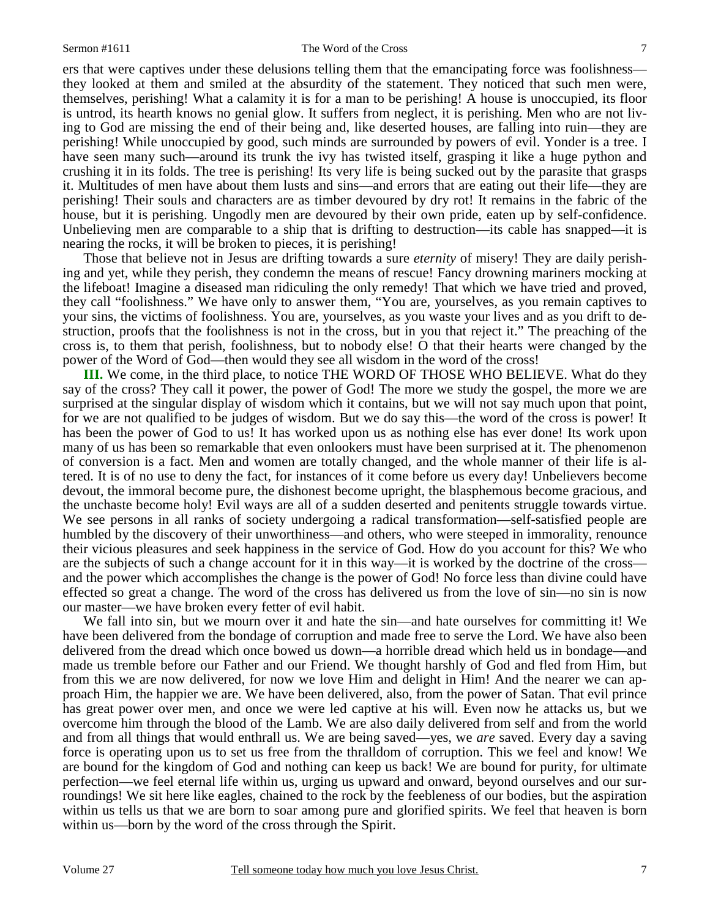ers that were captives under these delusions telling them that the emancipating force was foolishness—they looked at them and smiled at the absurdity of the statement. They noticed that such men were, themselves, perishing! What a calamity it is for a man to be perishing! A house is unoccupied, its floor is untrod, its hearth knows no genial glow. It suffers from neglect, it is perishing. Men who are not living to God are missing the end of their being and, like deserted houses, are falling into ruin—they are perishing! While unoccupied by good, such minds are surrounded by powers of evil. Yonder is a tree. I have seen many such—around its trunk the ivy has twisted itself, grasping it like a huge python and crushing it in its folds. The tree is perishing! Its very life is being sucked out by the parasite that grasps it. Multitudes of men have about them lusts and sins—and errors that are eating out their life—they are perishing! Their souls and characters are as timber devoured by dry rot! It remains in the fabric of the house, but it is perishing. Ungodly men are devoured by their own pride, eaten up by self-confidence. Unbelieving men are comparable to a ship that is drifting to destruction—its cable has snapped—it is nearing the rocks, it will be broken to pieces, it is perishing!

Those that believe not in Jesus are drifting towards a sure *eternity* of misery! They are daily perishing and yet, while they perish, they condemn the means of rescue! Fancy drowning mariners mocking at the lifeboat! Imagine a diseased man ridiculing the only remedy! That which we have tried and proved, they call "foolishness." We have only to answer them, "You are, yourselves, as you remain captives to your sins, the victims of foolishness. You are, yourselves, as you waste your lives and as you drift to destruction, proofs that the foolishness is not in the cross, but in you that reject it." The preaching of the cross is, to them that perish, foolishness, but to nobody else! O that their hearts were changed by the power of the Word of God—then would they see all wisdom in the word of the cross!

**III.** We come, in the third place, to notice THE WORD OF THOSE WHO BELIEVE. What do they say of the cross? They call it power, the power of God! The more we study the gospel, the more we are surprised at the singular display of wisdom which it contains, but we will not say much upon that point, for we are not qualified to be judges of wisdom. But we do say this—the word of the cross is power! It has been the power of God to us! It has worked upon us as nothing else has ever done! Its work upon many of us has been so remarkable that even onlookers must have been surprised at it. The phenomenon of conversion is a fact. Men and women are totally changed, and the whole manner of their life is altered. It is of no use to deny the fact, for instances of it come before us every day! Unbelievers become devout, the immoral become pure, the dishonest become upright, the blasphemous become gracious, and the unchaste become holy! Evil ways are all of a sudden deserted and penitents struggle towards virtue. We see persons in all ranks of society undergoing a radical transformation—self-satisfied people are humbled by the discovery of their unworthiness—and others, who were steeped in immorality, renounce their vicious pleasures and seek happiness in the service of God. How do you account for this? We who are the subjects of such a change account for it in this way—it is worked by the doctrine of the cross—and the power which accomplishes the change is the power of God! No force less than divine could have effected so great a change. The word of the cross has delivered us from the love of sin—no sin is now our master—we have broken every fetter of evil habit.

We fall into sin, but we mourn over it and hate the sin—and hate ourselves for committing it! We have been delivered from the bondage of corruption and made free to serve the Lord. We have also been delivered from the dread which once bowed us down—a horrible dread which held us in bondage—and made us tremble before our Father and our Friend. We thought harshly of God and fled from Him, but from this we are now delivered, for now we love Him and delight in Him! And the nearer we can approach Him, the happier we are. We have been delivered, also, from the power of Satan. That evil prince has great power over men, and once we were led captive at his will. Even now he attacks us, but we overcome him through the blood of the Lamb. We are also daily delivered from self and from the world and from all things that would enthrall us. We are being saved—yes, we *are* saved. Every day a saving force is operating upon us to set us free from the thralldom of corruption. This we feel and know! We are bound for the kingdom of God and nothing can keep us back! We are bound for purity, for ultimate perfection—we feel eternal life within us, urging us upward and onward, beyond ourselves and our surroundings! We sit here like eagles, chained to the rock by the feebleness of our bodies, but the aspiration within us tells us that we are born to soar among pure and glorified spirits. We feel that heaven is born within us—born by the word of the cross through the Spirit.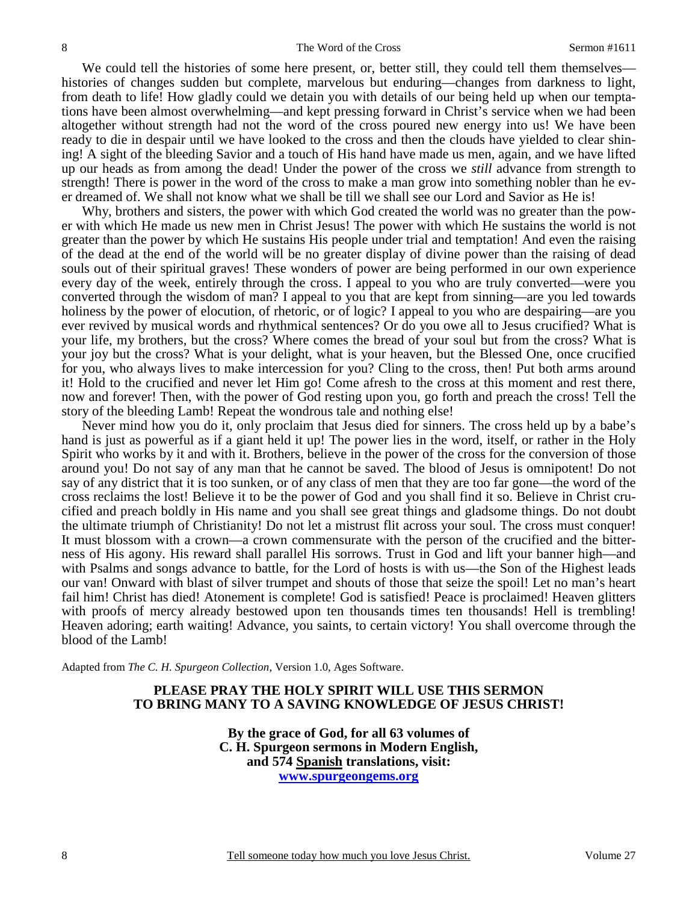We could tell the histories of some here present, or, better still, they could tell them themselves—histories of changes sudden but complete, marvelous but enduring—changes from darkness to light, from death to life! How gladly could we detain you with details of our being held up when our temptations have been almost overwhelming—and kept pressing forward in Christ's service when we had been altogether without strength had not the word of the cross poured new energy into us! We have been ready to die in despair until we have looked to the cross and then the clouds have yielded to clear shining! A sight of the bleeding Savior and a touch of His hand have made us men, again, and we have lifted up our heads as from among the dead! Under the power of the cross we *still* advance from strength to strength! There is power in the word of the cross to make a man grow into something nobler than he ever dreamed of. We shall not know what we shall be till we shall see our Lord and Savior as He is!

Why, brothers and sisters, the power with which God created the world was no greater than the power with which He made us new men in Christ Jesus! The power with which He sustains the world is not greater than the power by which He sustains His people under trial and temptation! And even the raising of the dead at the end of the world will be no greater display of divine power than the raising of dead souls out of their spiritual graves! These wonders of power are being performed in our own experience every day of the week, entirely through the cross. I appeal to you who are truly converted—were you converted through the wisdom of man? I appeal to you that are kept from sinning—are you led towards holiness by the power of elocution, of rhetoric, or of logic? I appeal to you who are despairing—are you ever revived by musical words and rhythmical sentences? Or do you owe all to Jesus crucified? What is your life, my brothers, but the cross? Where comes the bread of your soul but from the cross? What is your joy but the cross? What is your delight, what is your heaven, but the Blessed One, once crucified for you, who always lives to make intercession for you? Cling to the cross, then! Put both arms around it! Hold to the crucified and never let Him go! Come afresh to the cross at this moment and rest there, now and forever! Then, with the power of God resting upon you, go forth and preach the cross! Tell the story of the bleeding Lamb! Repeat the wondrous tale and nothing else!

Never mind how you do it, only proclaim that Jesus died for sinners. The cross held up by a babe's hand is just as powerful as if a giant held it up! The power lies in the word, itself, or rather in the Holy Spirit who works by it and with it. Brothers, believe in the power of the cross for the conversion of those around you! Do not say of any man that he cannot be saved. The blood of Jesus is omnipotent! Do not say of any district that it is too sunken, or of any class of men that they are too far gone—the word of the cross reclaims the lost! Believe it to be the power of God and you shall find it so. Believe in Christ crucified and preach boldly in His name and you shall see great things and gladsome things. Do not doubt the ultimate triumph of Christianity! Do not let a mistrust flit across your soul. The cross must conquer! It must blossom with a crown—a crown commensurate with the person of the crucified and the bitterness of His agony. His reward shall parallel His sorrows. Trust in God and lift your banner high—and with Psalms and songs advance to battle, for the Lord of hosts is with us—the Son of the Highest leads our van! Onward with blast of silver trumpet and shouts of those that seize the spoil! Let no man's heart fail him! Christ has died! Atonement is complete! God is satisfied! Peace is proclaimed! Heaven glitters with proofs of mercy already bestowed upon ten thousands times ten thousands! Hell is trembling! Heaven adoring; earth waiting! Advance, you saints, to certain victory! You shall overcome through the blood of the Lamb!

Adapted from *The C. H. Spurgeon Collection*, Version 1.0, Ages Software.

**PLEASE PRAY THE HOLY SPIRIT WILL USE THIS SERMON TO BRING MANY TO A SAVING KNOWLEDGE OF JESUS CHRIST!**

**By the grace of God, for all 63 volumes of C. H. Spurgeon sermons in Modern English, and 574 Spanish translations, visit: www.spurgeongems.org**

Tell someone today how much you love Jesus Christ.